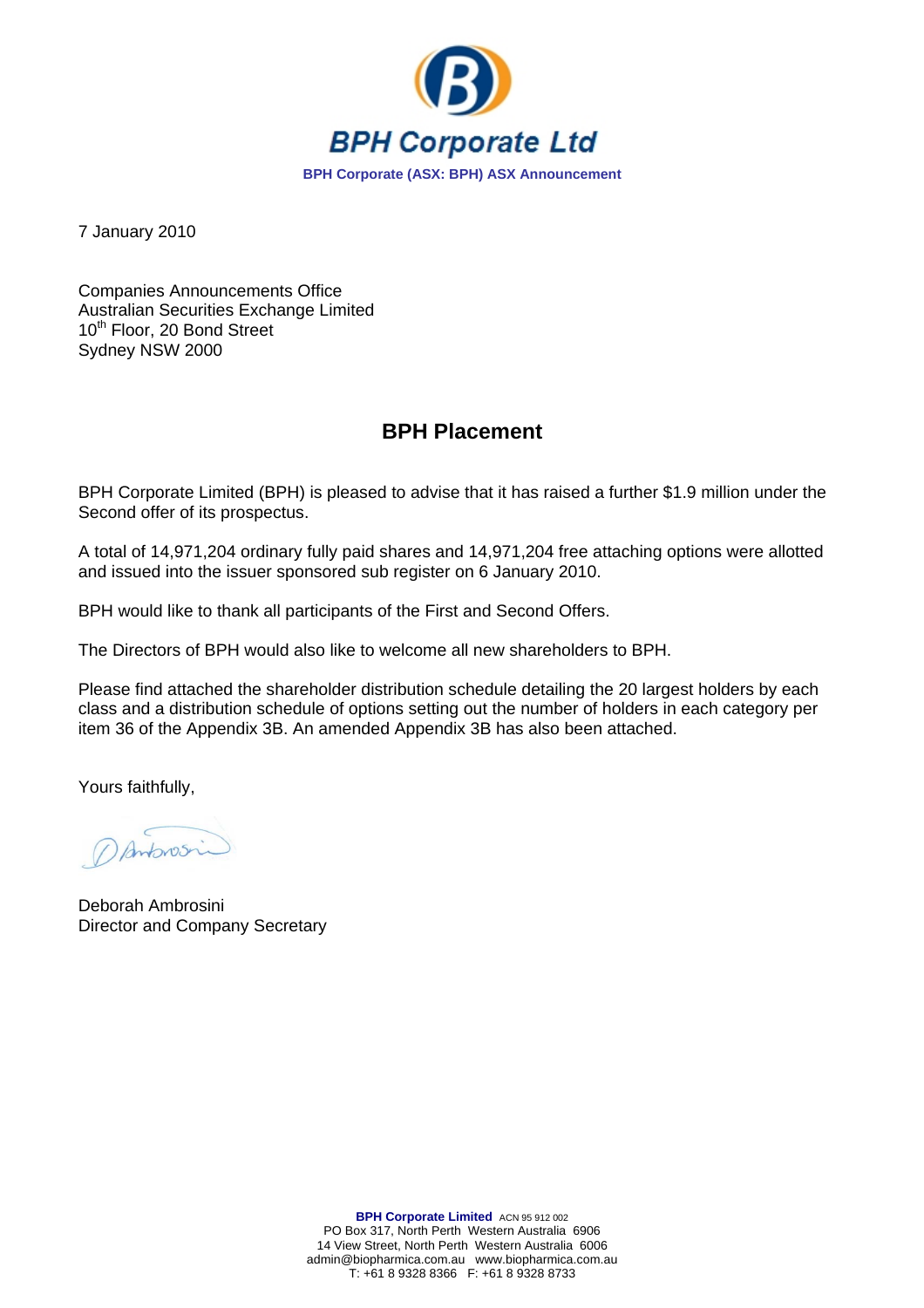**BPH Corporate Ltd**

**BPH Corporate (ASX: BPH) ASX Announcement**

7 January 2010

Companies Announcements Office
Australian Securities Exchange Limited
10th Floor, 20 Bond Street
Sydney NSW 2000

## BPH Placement

BPH Corporate Limited (BPH) is pleased to advise that it has raised a further $1.9 million under the Second offer of its prospectus.

A total of 14,971,204 ordinary fully paid shares and 14,971,204 free attaching options were allotted and issued into the issuer sponsored sub register on 6 January 2010.

BPH would like to thank all participants of the First and Second Offers.

The Directors of BPH would also like to welcome all new shareholders to BPH.

Please find attached the shareholder distribution schedule detailing the 20 largest holders by each class and a distribution schedule of options setting out the number of holders in each category per item 36 of the Appendix 3B. An amended Appendix 3B has also been attached.

Yours faithfully,

Deborah Ambrosini
Director and Company Secretary

**BPH Corporate Limited** ACN 95 912 002
PO Box 317, North Perth Western Australia 6906
14 View Street, North Perth Western Australia 6006
admin@biopharmica.com.au www.biopharmica.com.au
T: +61 8 9328 8366 F: +61 8 9328 8733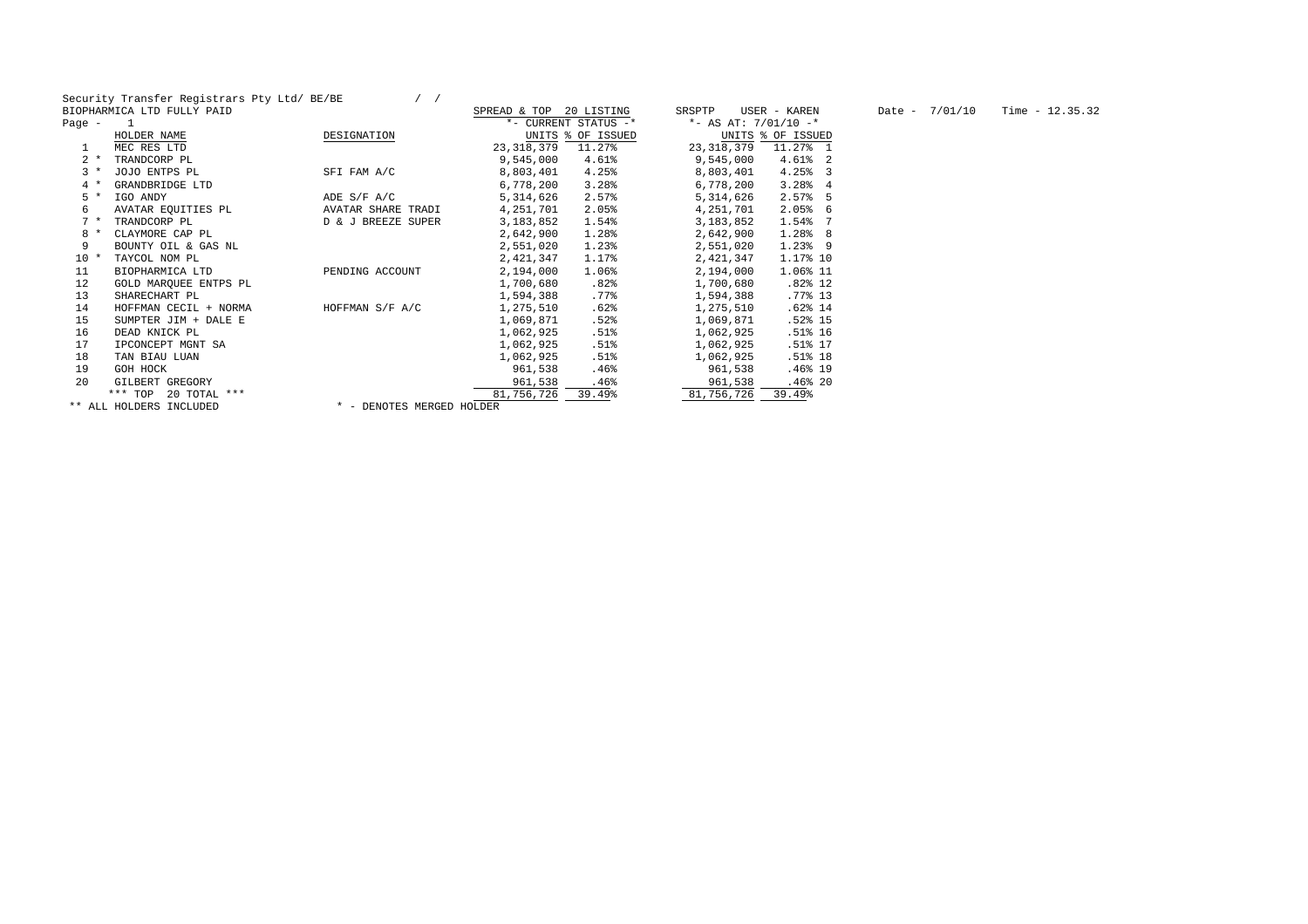Security Transfer Registrars Pty Ltd/ BE/BE / /

BIOPHARMICA LTD FULLY PAID

SPREAD & TOP 20 LISTING SRSPTP USER - KAREN Date - 7/01/10 Time - 12.35.32

Page - 1

| | | HOLDER NAME | DESIGNATION | UNITS (*- CURRENT STATUS -*) | % OF ISSUED (*- CURRENT STATUS -*) | UNITS (*- AS AT: 7/01/10 -*) | % OF ISSUED (*- AS AT: 7/01/10 -*) | |
|---|---|---|---|---|---|---|---|---|
| 1 | | MEC RES LTD | | 23,318,379 | 11.27% | 23,318,379 | 11.27% | 1 |
| 2 | * | TRANDCORP PL | | 9,545,000 | 4.61% | 9,545,000 | 4.61% | 2 |
| 3 | * | JOJO ENTPS PL | SFI FAM A/C | 8,803,401 | 4.25% | 8,803,401 | 4.25% | 3 |
| 4 | * | GRANDBRIDGE LTD | | 6,778,200 | 3.28% | 6,778,200 | 3.28% | 4 |
| 5 | * | IGO ANDY | ADE S/F A/C | 5,314,626 | 2.57% | 5,314,626 | 2.57% | 5 |
| 6 | | AVATAR EQUITIES PL | AVATAR SHARE TRADI | 4,251,701 | 2.05% | 4,251,701 | 2.05% | 6 |
| 7 | * | TRANDCORP PL | D & J BREEZE SUPER | 3,183,852 | 1.54% | 3,183,852 | 1.54% | 7 |
| 8 | * | CLAYMORE CAP PL | | 2,642,900 | 1.28% | 2,642,900 | 1.28% | 8 |
| 9 | | BOUNTY OIL & GAS NL | | 2,551,020 | 1.23% | 2,551,020 | 1.23% | 9 |
| 10 | * | TAYCOL NOM PL | | 2,421,347 | 1.17% | 2,421,347 | 1.17% | 10 |
| 11 | | BIOPHARMICA LTD | PENDING ACCOUNT | 2,194,000 | 1.06% | 2,194,000 | 1.06% | 11 |
| 12 | | GOLD MARQUEE ENTPS PL | | 1,700,680 | .82% | 1,700,680 | .82% | 12 |
| 13 | | SHARECHART PL | | 1,594,388 | .77% | 1,594,388 | .77% | 13 |
| 14 | | HOFFMAN CECIL + NORMA | HOFFMAN S/F A/C | 1,275,510 | .62% | 1,275,510 | .62% | 14 |
| 15 | | SUMPTER JIM + DALE E | | 1,069,871 | .52% | 1,069,871 | .52% | 15 |
| 16 | | DEAD KNICK PL | | 1,062,925 | .51% | 1,062,925 | .51% | 16 |
| 17 | | IPCONCEPT MGNT SA | | 1,062,925 | .51% | 1,062,925 | .51% | 17 |
| 18 | | TAN BIAU LUAN | | 1,062,925 | .51% | 1,062,925 | .51% | 18 |
| 19 | | GOH HOCK | | 961,538 | .46% | 961,538 | .46% | 19 |
| 20 | | GILBERT GREGORY | | 961,538 | .46% | 961,538 | .46% | 20 |
| | | *** TOP 20 TOTAL *** | | 81,756,726 | 39.49% | 81,756,726 | 39.49% | |

** ALL HOLDERS INCLUDED

* - DENOTES MERGED HOLDER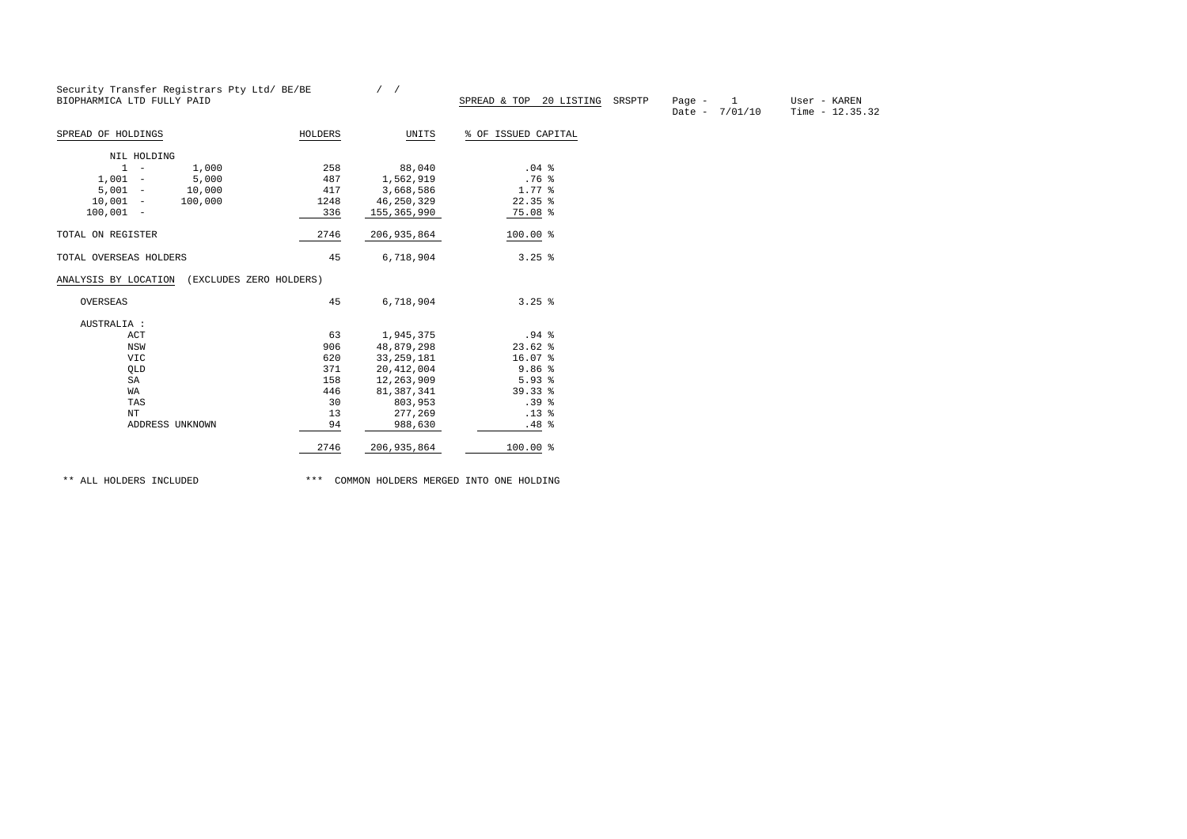Security Transfer Registrars Pty Ltd/ BE/BE / /

BIOPHARMICA LTD FULLY PAID

SPREAD & TOP 20 LISTING SRSPTP Page - 1 User - KAREN

Date - 7/01/10 Time - 12.35.32

| SPREAD OF HOLDINGS | HOLDERS | UNITS | % OF ISSUED CAPITAL |
|---|---|---|---|
| NIL HOLDING | | | |
| 1 - 1,000 | 258 | 88,040 | .04 % |
| 1,001 - 5,000 | 487 | 1,562,919 | .76 % |
| 5,001 - 10,000 | 417 | 3,668,586 | 1.77 % |
| 10,001 - 100,000 | 1248 | 46,250,329 | 22.35 % |
| 100,001 - | 336 | 155,365,990 | 75.08 % |
| TOTAL ON REGISTER | 2746 | 206,935,864 | 100.00 % |
| TOTAL OVERSEAS HOLDERS | 45 | 6,718,904 | 3.25 % |

ANALYSIS BY LOCATION (EXCLUDES ZERO HOLDERS)

| | HOLDERS | UNITS | % OF ISSUED CAPITAL |
|---|---|---|---|
| OVERSEAS | 45 | 6,718,904 | 3.25 % |
| AUSTRALIA : | | | |
| ACT | 63 | 1,945,375 | .94 % |
| NSW | 906 | 48,879,298 | 23.62 % |
| VIC | 620 | 33,259,181 | 16.07 % |
| QLD | 371 | 20,412,004 | 9.86 % |
| SA | 158 | 12,263,909 | 5.93 % |
| WA | 446 | 81,387,341 | 39.33 % |
| TAS | 30 | 803,953 | .39 % |
| NT | 13 | 277,269 | .13 % |
| ADDRESS UNKNOWN | 94 | 988,630 | .48 % |
| | 2746 | 206,935,864 | 100.00 % |

** ALL HOLDERS INCLUDED *** COMMON HOLDERS MERGED INTO ONE HOLDING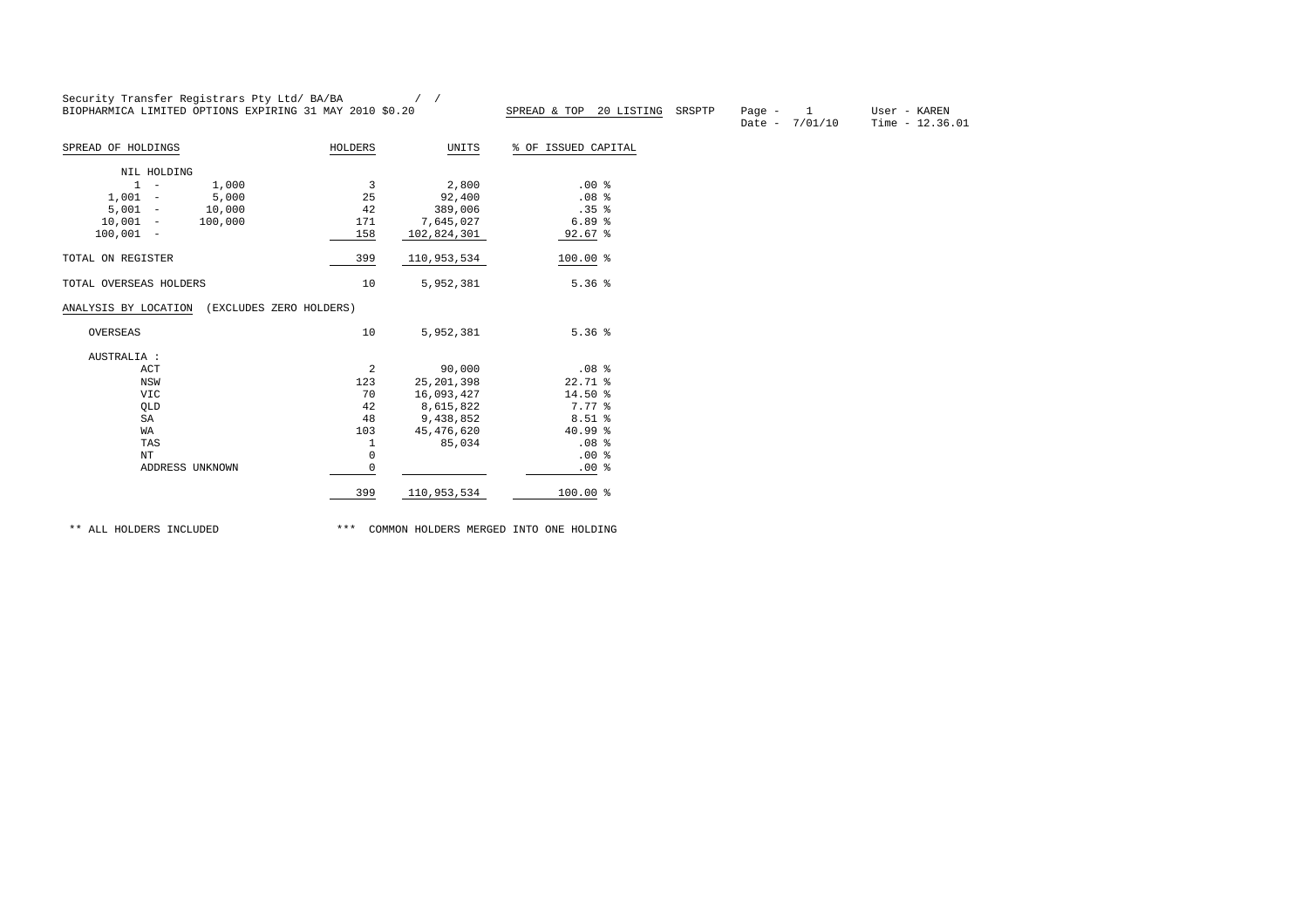Security Transfer Registrars Pty Ltd/ BA/BA / /

BIOPHARMICA LIMITED OPTIONS EXPIRING 31 MAY 2010 $0.20

SPREAD & TOP 20 LISTING SRSPTP Page - 1 User - KAREN

Date - 7/01/10 Time - 12.36.01

| SPREAD OF HOLDINGS | HOLDERS | UNITS | % OF ISSUED CAPITAL |
|---|---|---|---|
| NIL HOLDING | | | |
| 1 - 1,000 | 3 | 2,800 | .00 % |
| 1,001 - 5,000 | 25 | 92,400 | .08 % |
| 5,001 - 10,000 | 42 | 389,006 | .35 % |
| 10,001 - 100,000 | 171 | 7,645,027 | 6.89 % |
| 100,001 - | 158 | 102,824,301 | 92.67 % |
| TOTAL ON REGISTER | 399 | 110,953,534 | 100.00 % |
| TOTAL OVERSEAS HOLDERS | 10 | 5,952,381 | 5.36 % |

ANALYSIS BY LOCATION (EXCLUDES ZERO HOLDERS)

| | HOLDERS | UNITS | % OF ISSUED CAPITAL |
|---|---|---|---|
| OVERSEAS | 10 | 5,952,381 | 5.36 % |
| AUSTRALIA : | | | |
| ACT | 2 | 90,000 | .08 % |
| NSW | 123 | 25,201,398 | 22.71 % |
| VIC | 70 | 16,093,427 | 14.50 % |
| QLD | 42 | 8,615,822 | 7.77 % |
| SA | 48 | 9,438,852 | 8.51 % |
| WA | 103 | 45,476,620 | 40.99 % |
| TAS | 1 | 85,034 | .08 % |
| NT | 0 | | .00 % |
| ADDRESS UNKNOWN | 0 | | .00 % |
| | 399 | 110,953,534 | 100.00 % |

** ALL HOLDERS INCLUDED *** COMMON HOLDERS MERGED INTO ONE HOLDING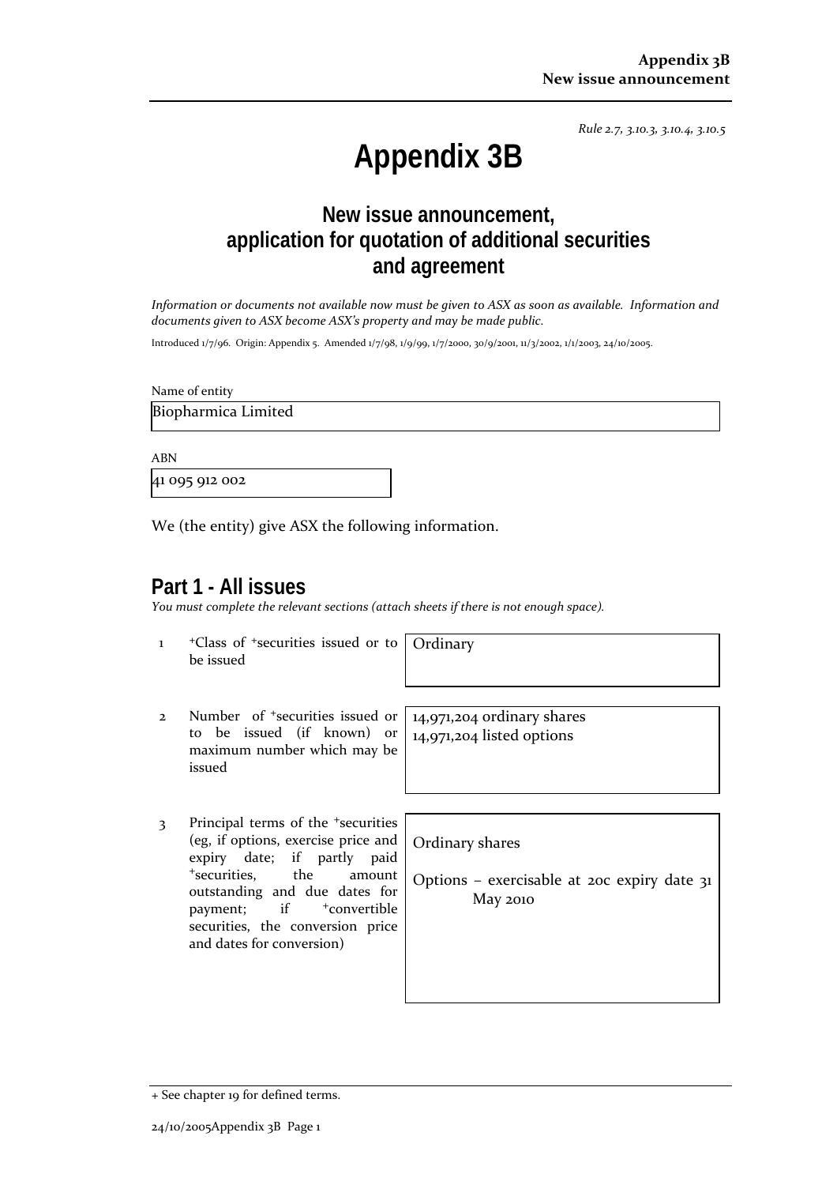*Rule 2.7, 3.10.3, 3.10.4, 3.10.5*

# Appendix 3B

## New issue announcement, application for quotation of additional securities and agreement

*Information or documents not available now must be given to ASX as soon as available. Information and documents given to ASX become ASX's property and may be made public.*

Introduced 1/7/96. Origin: Appendix 5. Amended 1/7/98, 1/9/99, 1/7/2000, 30/9/2001, 11/3/2002, 1/1/2003, 24/10/2005.

Name of entity

Biopharmica Limited

ABN

41 095 912 002

We (the entity) give ASX the following information.

## Part 1 - All issues

*You must complete the relevant sections (attach sheets if there is not enough space).*

| | | |
|---|---|---|
| 1 | +Class of +securities issued or to be issued | Ordinary |
| 2 | Number of +securities issued or to be issued (if known) or maximum number which may be issued | 14,971,204 ordinary shares<br>14,971,204 listed options |
| 3 | Principal terms of the +securities (eg, if options, exercise price and expiry date; if partly paid +securities, the amount outstanding and due dates for payment; if +convertible securities, the conversion price and dates for conversion) | Ordinary shares<br><br>Options – exercisable at 20c expiry date 31 May 2010 |

+ See chapter 19 for defined terms.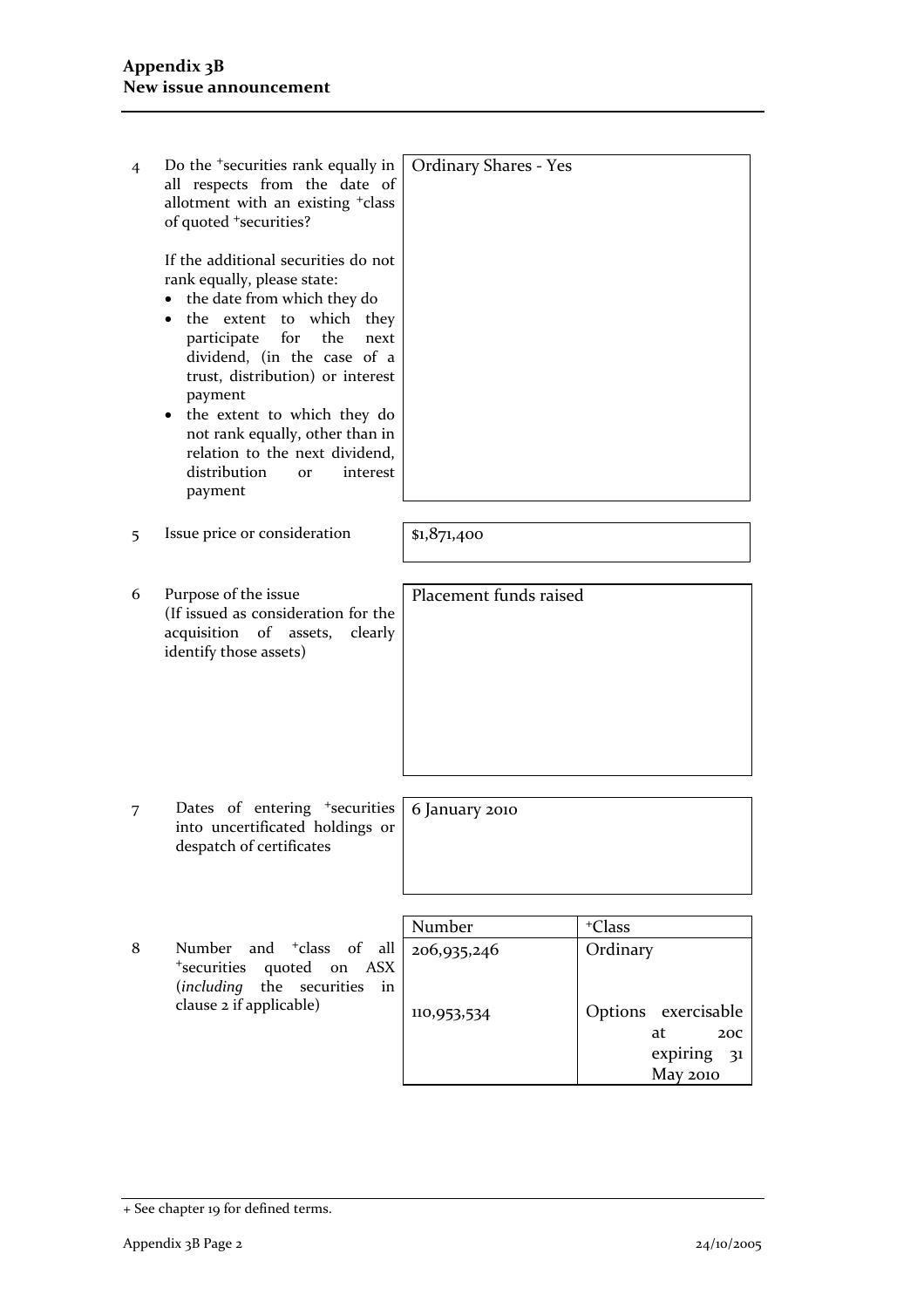| | | |
|---|---|---|
| 4 | Do the +securities rank equally in all respects from the date of allotment with an existing +class of quoted +securities?<br><br>If the additional securities do not rank equally, please state:<br>• the date from which they do<br>• the extent to which they participate for the next dividend, (in the case of a trust, distribution) or interest payment<br>• the extent to which they do not rank equally, other than in relation to the next dividend, distribution or interest payment | Ordinary Shares - Yes |
| 5 | Issue price or consideration | $1,871,400 |
| 6 | Purpose of the issue<br>(If issued as consideration for the acquisition of assets, clearly identify those assets) | Placement funds raised |
| 7 | Dates of entering +securities into uncertificated holdings or despatch of certificates | 6 January 2010 |

| | | Number | +Class |
|---|---|---|---|
| 8 | Number and +class of all +securities quoted on ASX (*including* the securities in clause 2 if applicable) | 206,935,246 | Ordinary |
| | | 110,953,534 | Options exercisable at 20c expiring 31 May 2010 |

+ See chapter 19 for defined terms.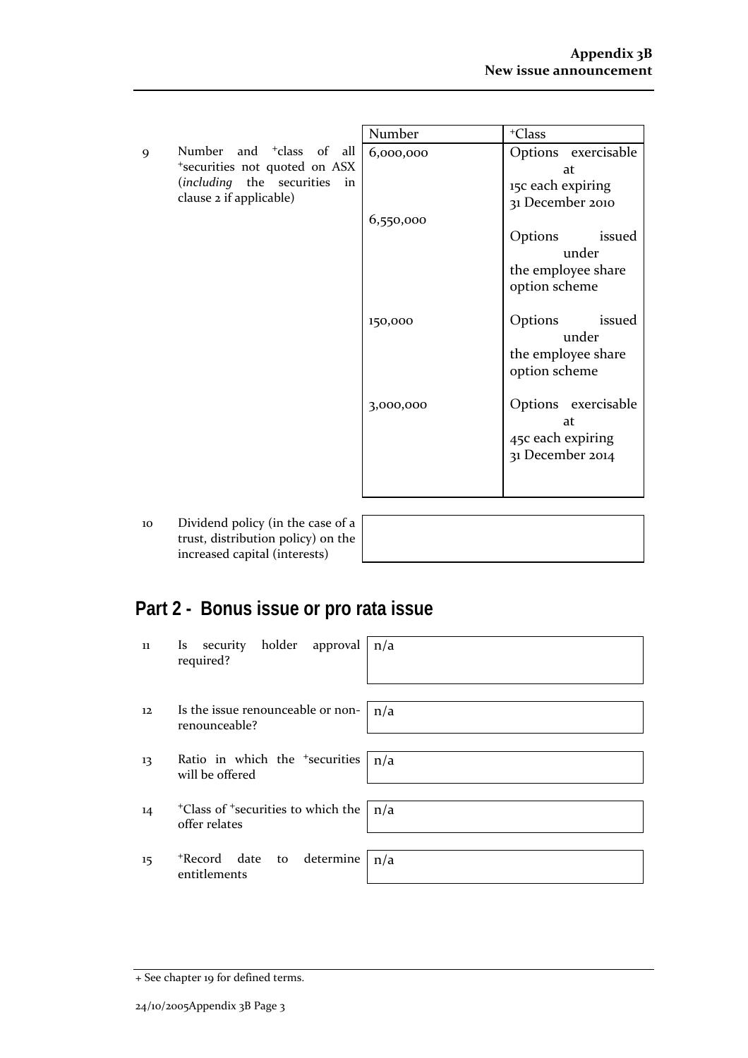| | | Number | +Class |
|---|---|---|---|
| 9 | Number and +class of all +securities not quoted on ASX (*including* the securities in clause 2 if applicable) | 6,000,000 | Options exercisable at 15c each expiring 31 December 2010 |
| | | 6,550,000 | Options issued under the employee share option scheme |
| | | 150,000 | Options issued under the employee share option scheme |
| | | 3,000,000 | Options exercisable at 45c each expiring 31 December 2014 |

| | | |
|---|---|---|
| 10 | Dividend policy (in the case of a trust, distribution policy) on the increased capital (interests) | |

## Part 2 - Bonus issue or pro rata issue

| | | |
|---|---|---|
| 11 | Is security holder approval required? | n/a |
| 12 | Is the issue renounceable or non-renounceable? | n/a |
| 13 | Ratio in which the +securities will be offered | n/a |
| 14 | +Class of +securities to which the offer relates | n/a |
| 15 | +Record date to determine entitlements | n/a |

+ See chapter 19 for defined terms.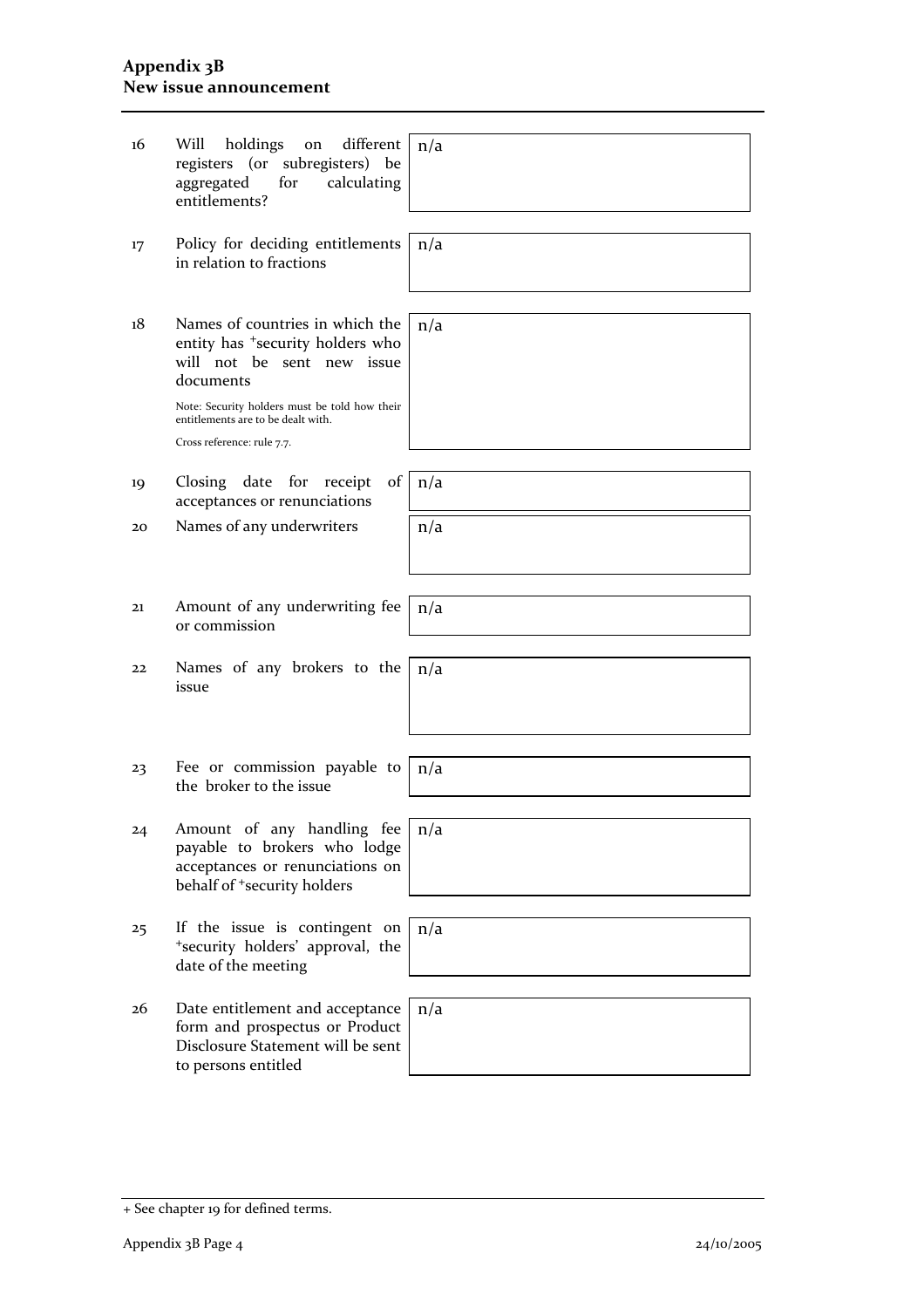| | | |
|---|---|---|
| 16 | Will holdings on different registers (or subregisters) be aggregated for calculating entitlements? | n/a |
| 17 | Policy for deciding entitlements in relation to fractions | n/a |
| 18 | Names of countries in which the entity has +security holders who will not be sent new issue documents<br><br>Note: Security holders must be told how their entitlements are to be dealt with.<br><br>Cross reference: rule 7.7. | n/a |
| 19 | Closing date for receipt of acceptances or renunciations | n/a |
| 20 | Names of any underwriters | n/a |
| 21 | Amount of any underwriting fee or commission | n/a |
| 22 | Names of any brokers to the issue | n/a |
| 23 | Fee or commission payable to the broker to the issue | n/a |
| 24 | Amount of any handling fee payable to brokers who lodge acceptances or renunciations on behalf of +security holders | n/a |
| 25 | If the issue is contingent on +security holders' approval, the date of the meeting | n/a |
| 26 | Date entitlement and acceptance form and prospectus or Product Disclosure Statement will be sent to persons entitled | n/a |

+ See chapter 19 for defined terms.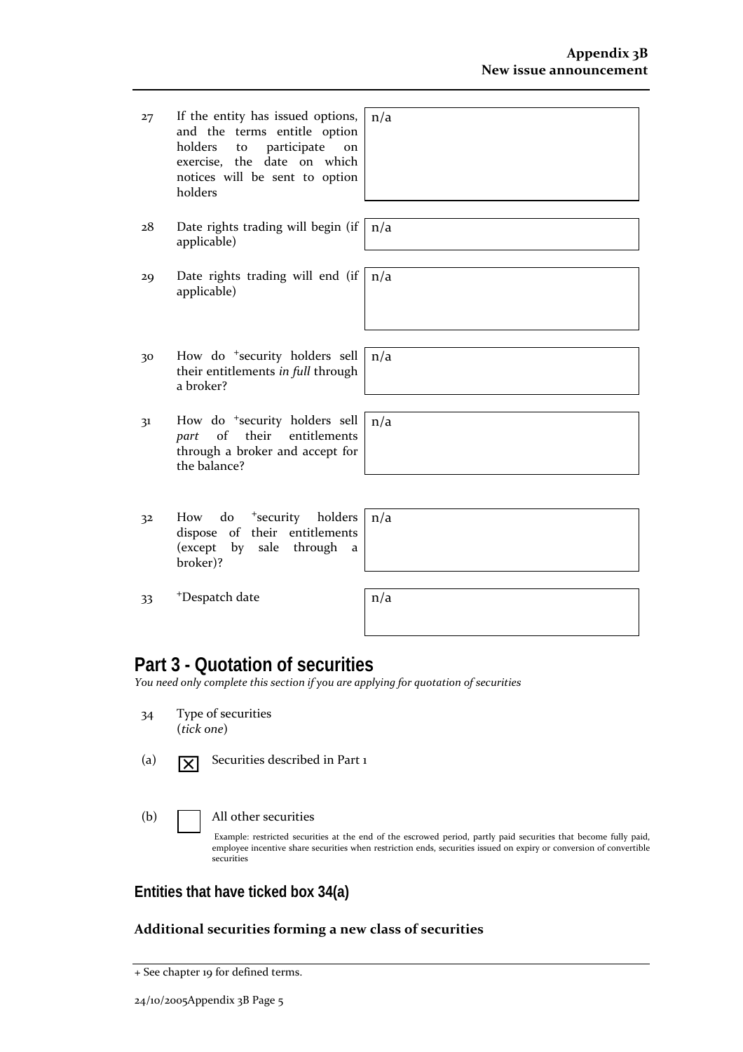| | | |
|---|---|---|
| 27 | If the entity has issued options, and the terms entitle option holders to participate on exercise, the date on which notices will be sent to option holders | n/a |
| 28 | Date rights trading will begin (if applicable) | n/a |
| 29 | Date rights trading will end (if applicable) | n/a |
| 30 | How do +security holders sell their entitlements *in full* through a broker? | n/a |
| 31 | How do +security holders sell *part* of their entitlements through a broker and accept for the balance? | n/a |
| 32 | How do +security holders dispose of their entitlements (except by sale through a broker)? | n/a |
| 33 | +Despatch date | n/a |

# Part 3 - Quotation of securities

*You need only complete this section if you are applying for quotation of securities*

34 Type of securities
(*tick one*)

(a) ☒ Securities described in Part 1

(b) ☐ All other securities

Example: restricted securities at the end of the escrowed period, partly paid securities that become fully paid, employee incentive share securities when restriction ends, securities issued on expiry or conversion of convertible securities

## Entities that have ticked box 34(a)

### Additional securities forming a new class of securities

+ See chapter 19 for defined terms.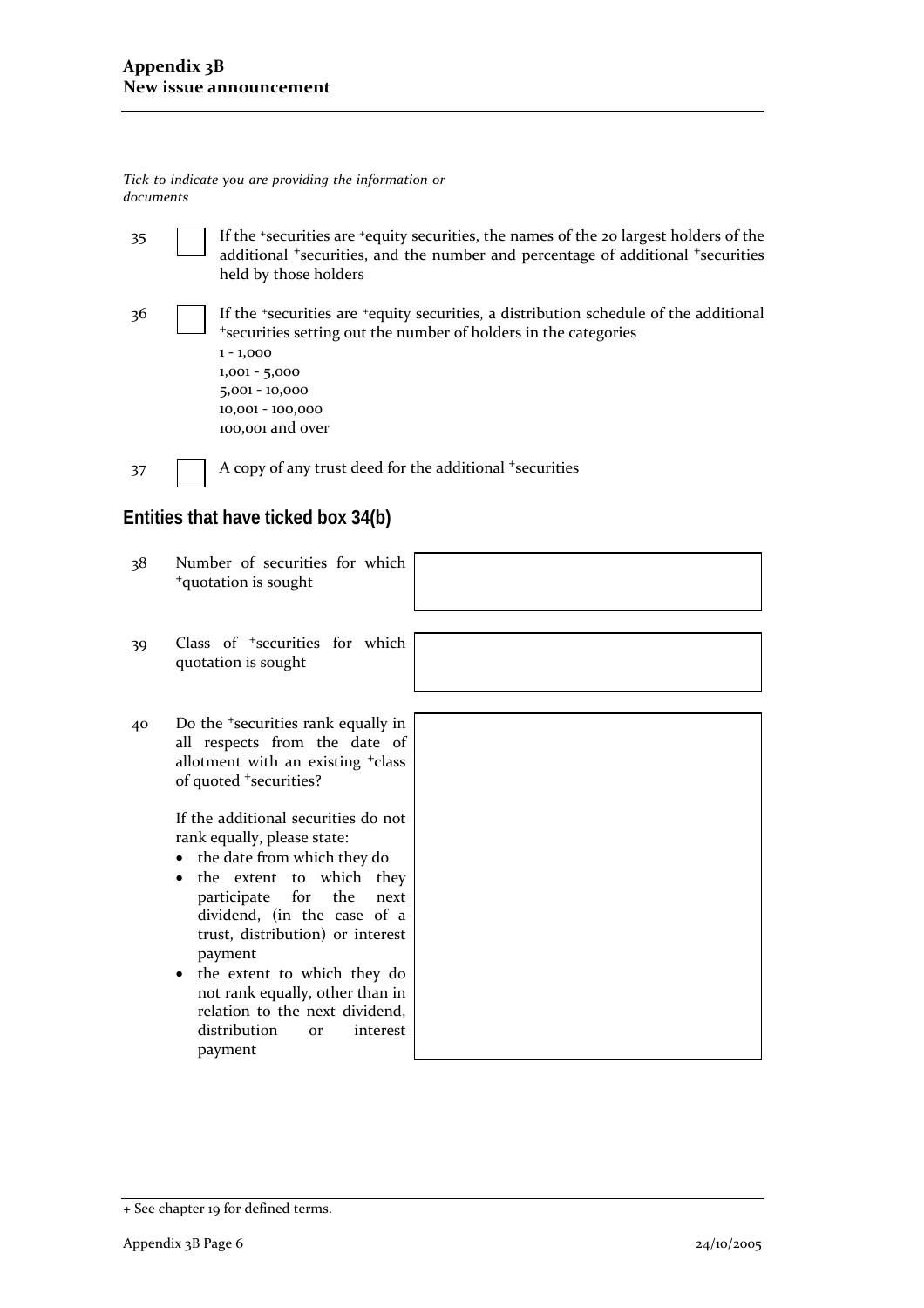*Tick to indicate you are providing the information or documents*

35 ☐ If the +securities are +equity securities, the names of the 20 largest holders of the additional +securities, and the number and percentage of additional +securities held by those holders

36 ☐ If the +securities are +equity securities, a distribution schedule of the additional +securities setting out the number of holders in the categories
1 - 1,000
1,001 - 5,000
5,001 - 10,000
10,001 - 100,000
100,001 and over

37 ☐ A copy of any trust deed for the additional +securities

## Entities that have ticked box 34(b)

| | | |
|---|---|---|
| 38 | Number of securities for which +quotation is sought | |
| 39 | Class of +securities for which quotation is sought | |
| 40 | Do the +securities rank equally in all respects from the date of allotment with an existing +class of quoted +securities?<br><br>If the additional securities do not rank equally, please state:<br>• the date from which they do<br>• the extent to which they participate for the next dividend, (in the case of a trust, distribution) or interest payment<br>• the extent to which they do not rank equally, other than in relation to the next dividend, distribution or interest payment | |

+ See chapter 19 for defined terms.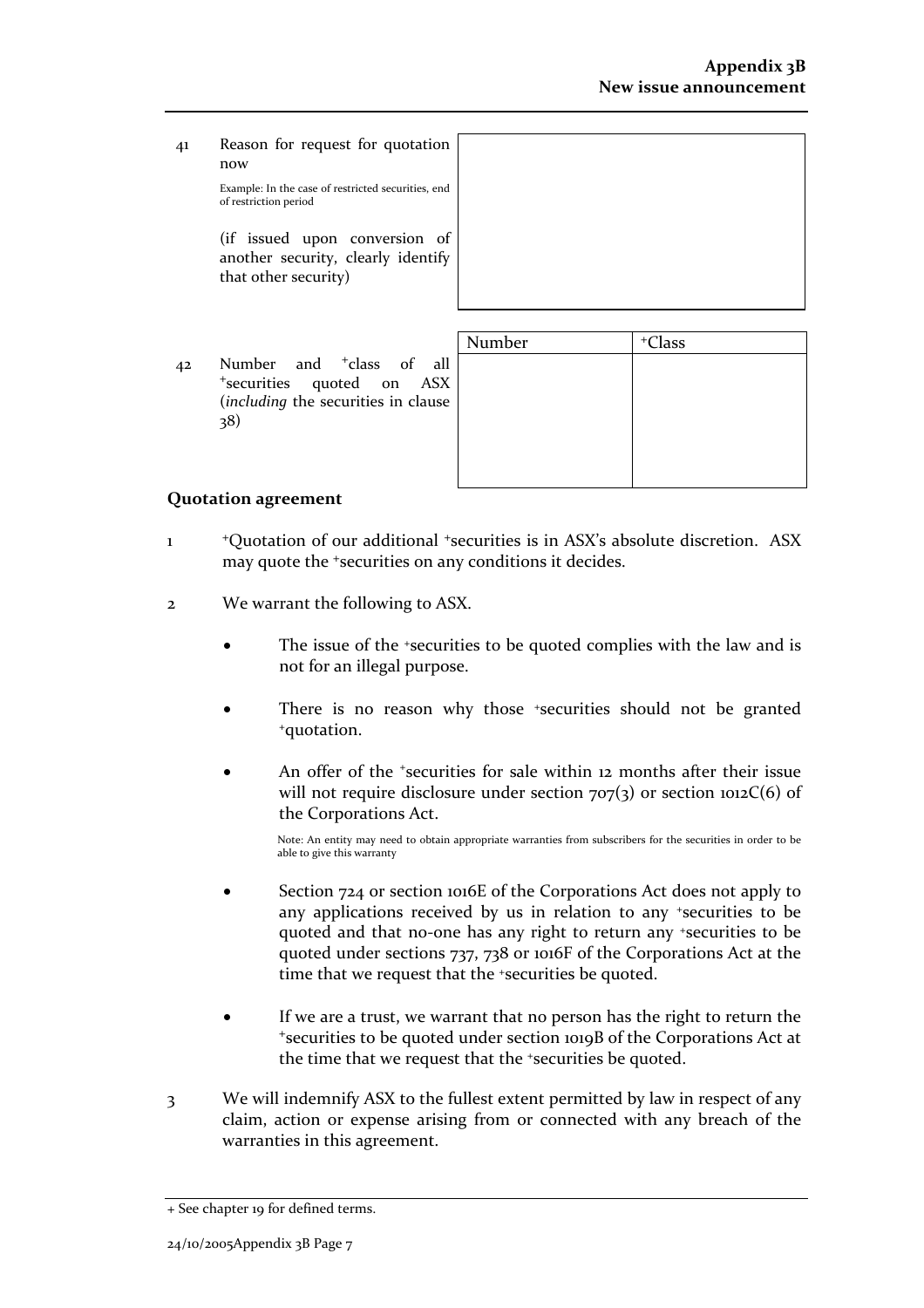41 Reason for request for quotation now

Example: In the case of restricted securities, end of restriction period

(if issued upon conversion of another security, clearly identify that other security)

| |
|---|
| |

42 Number and +class of all +securities quoted on ASX (*including* the securities in clause 38)

| Number | +Class |
|---|---|
| | |

## Quotation agreement

1 +Quotation of our additional +securities is in ASX's absolute discretion. ASX may quote the +securities on any conditions it decides.

2 We warrant the following to ASX.

- The issue of the +securities to be quoted complies with the law and is not for an illegal purpose.
- There is no reason why those +securities should not be granted +quotation.
- An offer of the +securities for sale within 12 months after their issue will not require disclosure under section 707(3) or section 1012C(6) of the Corporations Act.

  Note: An entity may need to obtain appropriate warranties from subscribers for the securities in order to be able to give this warranty

- Section 724 or section 1016E of the Corporations Act does not apply to any applications received by us in relation to any +securities to be quoted and that no-one has any right to return any +securities to be quoted under sections 737, 738 or 1016F of the Corporations Act at the time that we request that the +securities be quoted.
- If we are a trust, we warrant that no person has the right to return the +securities to be quoted under section 1019B of the Corporations Act at the time that we request that the +securities be quoted.

3 We will indemnify ASX to the fullest extent permitted by law in respect of any claim, action or expense arising from or connected with any breach of the warranties in this agreement.

+ See chapter 19 for defined terms.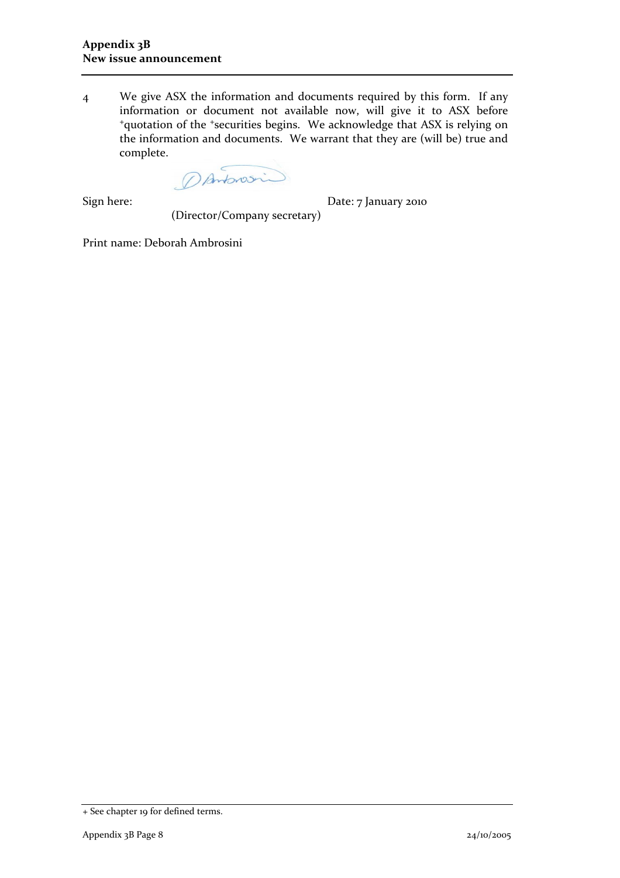4 We give ASX the information and documents required by this form. If any information or document not available now, will give it to ASX before +quotation of the +securities begins. We acknowledge that ASX is relying on the information and documents. We warrant that they are (will be) true and complete.

Sign here: (Director/Company secretary) Date: 7 January 2010

Print name: Deborah Ambrosini

+ See chapter 19 for defined terms.